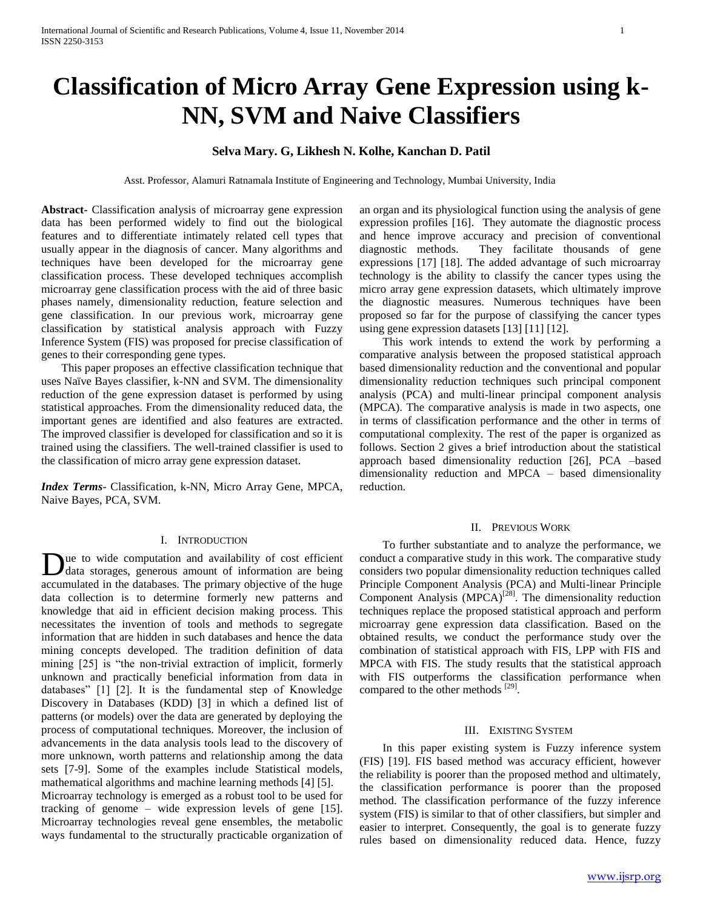# Classification of Micro Array Gene Expression using k-NN, SVM and Naive Classifiers

**Selva Mary. G, Likhesh N. Kolhe, Kanchan D. Patil**

Asst. Professor, Alamuri Ratnamala Institute of Engineering and Technology, Mumbai University, India

***Abstract***- Classification analysis of microarray gene expression data has been performed widely to find out the biological features and to differentiate intimately related cell types that usually appear in the diagnosis of cancer. Many algorithms and techniques have been developed for the microarray gene classification process. These developed techniques accomplish microarray gene classification process with the aid of three basic phases namely, dimensionality reduction, feature selection and gene classification. In our previous work, microarray gene classification by statistical analysis approach with Fuzzy Inference System (FIS) was proposed for precise classification of genes to their corresponding gene types.

This paper proposes an effective classification technique that uses Naïve Bayes classifier, k-NN and SVM. The dimensionality reduction of the gene expression dataset is performed by using statistical approaches. From the dimensionality reduced data, the important genes are identified and also features are extracted. The improved classifier is developed for classification and so it is trained using the classifiers. The well-trained classifier is used to the classification of micro array gene expression dataset.

***Index Terms***- Classification, k-NN, Micro Array Gene, MPCA, Naive Bayes, PCA, SVM.

## I. Introduction

Due to wide computation and availability of cost efficient data storages, generous amount of information are being accumulated in the databases. The primary objective of the huge data collection is to determine formerly new patterns and knowledge that aid in efficient decision making process. This necessitates the invention of tools and methods to segregate information that are hidden in such databases and hence the data mining concepts developed. The tradition definition of data mining [25] is "the non-trivial extraction of implicit, formerly unknown and practically beneficial information from data in databases" [1] [2]. It is the fundamental step of Knowledge Discovery in Databases (KDD) [3] in which a defined list of patterns (or models) over the data are generated by deploying the process of computational techniques. Moreover, the inclusion of advancements in the data analysis tools lead to the discovery of more unknown, worth patterns and relationship among the data sets [7-9]. Some of the examples include Statistical models, mathematical algorithms and machine learning methods [4] [5].

Microarray technology is emerged as a robust tool to be used for tracking of genome – wide expression levels of gene [15]. Microarray technologies reveal gene ensembles, the metabolic ways fundamental to the structurally practicable organization of an organ and its physiological function using the analysis of gene expression profiles [16]. They automate the diagnostic process and hence improve accuracy and precision of conventional diagnostic methods. They facilitate thousands of gene expressions [17] [18]. The added advantage of such microarray technology is the ability to classify the cancer types using the micro array gene expression datasets, which ultimately improve the diagnostic measures. Numerous techniques have been proposed so far for the purpose of classifying the cancer types using gene expression datasets [13] [11] [12].

This work intends to extend the work by performing a comparative analysis between the proposed statistical approach based dimensionality reduction and the conventional and popular dimensionality reduction techniques such principal component analysis (PCA) and multi-linear principal component analysis (MPCA). The comparative analysis is made in two aspects, one in terms of classification performance and the other in terms of computational complexity. The rest of the paper is organized as follows. Section 2 gives a brief introduction about the statistical approach based dimensionality reduction [26], PCA –based dimensionality reduction and MPCA – based dimensionality reduction.

## II. Previous Work

To further substantiate and to analyze the performance, we conduct a comparative study in this work. The comparative study considers two popular dimensionality reduction techniques called Principle Component Analysis (PCA) and Multi-linear Principle Component Analysis (MPCA)[28]. The dimensionality reduction techniques replace the proposed statistical approach and perform microarray gene expression data classification. Based on the obtained results, we conduct the performance study over the combination of statistical approach with FIS, LPP with FIS and MPCA with FIS. The study results that the statistical approach with FIS outperforms the classification performance when compared to the other methods [29].

## III. Existing System

In this paper existing system is Fuzzy inference system (FIS) [19]. FIS based method was accuracy efficient, however the reliability is poorer than the proposed method and ultimately, the classification performance is poorer than the proposed method. The classification performance of the fuzzy inference system (FIS) is similar to that of other classifiers, but simpler and easier to interpret. Consequently, the goal is to generate fuzzy rules based on dimensionality reduced data. Hence, fuzzy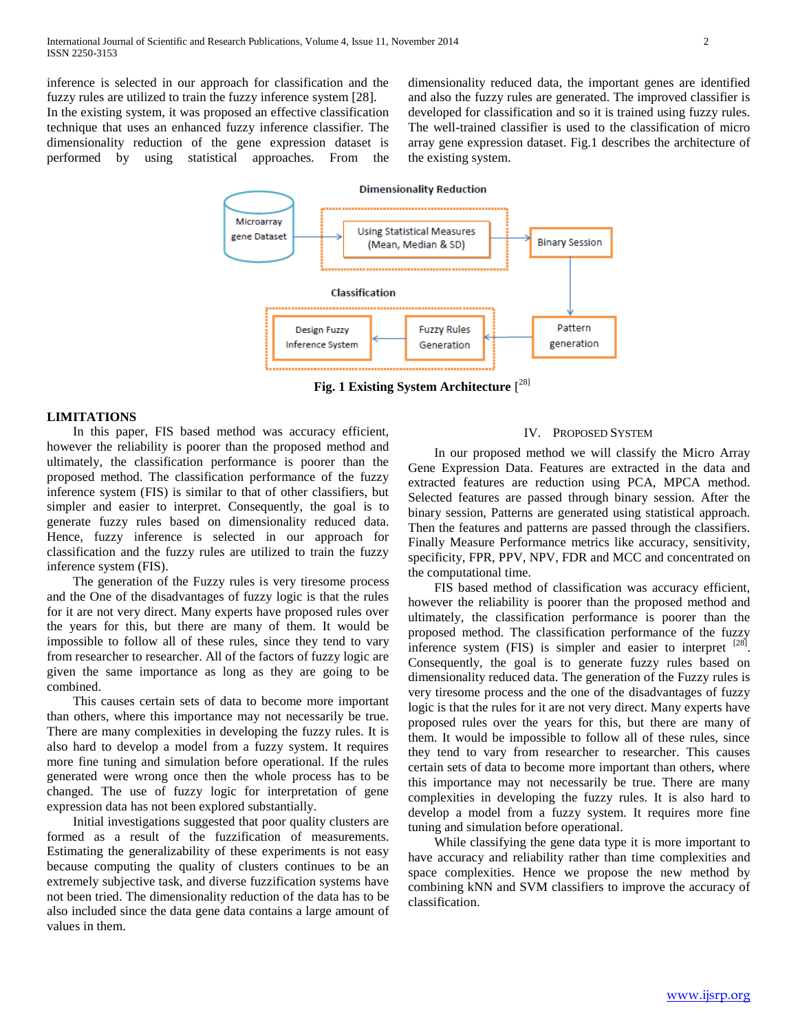inference is selected in our approach for classification and the fuzzy rules are utilized to train the fuzzy inference system [28].
In the existing system, it was proposed an effective classification technique that uses an enhanced fuzzy inference classifier. The dimensionality reduction of the gene expression dataset is performed by using statistical approaches. From the dimensionality reduced data, the important genes are identified and also the fuzzy rules are generated. The improved classifier is developed for classification and so it is trained using fuzzy rules. The well-trained classifier is used to the classification of micro array gene expression dataset. Fig.1 describes the architecture of the existing system.

**Fig. 1 Existing System Architecture** [28]

**LIMITATIONS**

In this paper, FIS based method was accuracy efficient, however the reliability is poorer than the proposed method and ultimately, the classification performance is poorer than the proposed method. The classification performance of the fuzzy inference system (FIS) is similar to that of other classifiers, but simpler and easier to interpret. Consequently, the goal is to generate fuzzy rules based on dimensionality reduced data. Hence, fuzzy inference is selected in our approach for classification and the fuzzy rules are utilized to train the fuzzy inference system (FIS).

The generation of the Fuzzy rules is very tiresome process and the One of the disadvantages of fuzzy logic is that the rules for it are not very direct. Many experts have proposed rules over the years for this, but there are many of them. It would be impossible to follow all of these rules, since they tend to vary from researcher to researcher. All of the factors of fuzzy logic are given the same importance as long as they are going to be combined.

This causes certain sets of data to become more important than others, where this importance may not necessarily be true. There are many complexities in developing the fuzzy rules. It is also hard to develop a model from a fuzzy system. It requires more fine tuning and simulation before operational. If the rules generated were wrong once then the whole process has to be changed. The use of fuzzy logic for interpretation of gene expression data has not been explored substantially.

Initial investigations suggested that poor quality clusters are formed as a result of the fuzzification of measurements. Estimating the generalizability of these experiments is not easy because computing the quality of clusters continues to be an extremely subjective task, and diverse fuzzification systems have not been tried. The dimensionality reduction of the data has to be also included since the data gene data contains a large amount of values in them.

## IV. Proposed System

In our proposed method we will classify the Micro Array Gene Expression Data. Features are extracted in the data and extracted features are reduction using PCA, MPCA method. Selected features are passed through binary session. After the binary session, Patterns are generated using statistical approach. Then the features and patterns are passed through the classifiers. Finally Measure Performance metrics like accuracy, sensitivity, specificity, FPR, PPV, NPV, FDR and MCC and concentrated on the computational time.

FIS based method of classification was accuracy efficient, however the reliability is poorer than the proposed method and ultimately, the classification performance is poorer than the proposed method. The classification performance of the fuzzy inference system (FIS) is simpler and easier to interpret [28]. Consequently, the goal is to generate fuzzy rules based on dimensionality reduced data. The generation of the Fuzzy rules is very tiresome process and the one of the disadvantages of fuzzy logic is that the rules for it are not very direct. Many experts have proposed rules over the years for this, but there are many of them. It would be impossible to follow all of these rules, since they tend to vary from researcher to researcher. This causes certain sets of data to become more important than others, where this importance may not necessarily be true. There are many complexities in developing the fuzzy rules. It is also hard to develop a model from a fuzzy system. It requires more fine tuning and simulation before operational.

While classifying the gene data type it is more important to have accuracy and reliability rather than time complexities and space complexities. Hence we propose the new method by combining kNN and SVM classifiers to improve the accuracy of classification.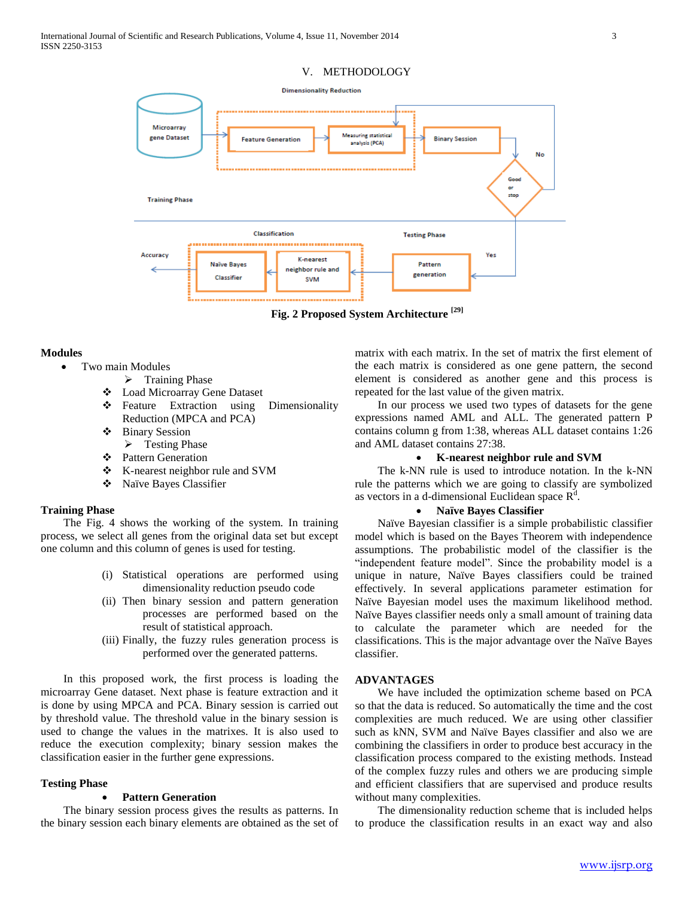## V. METHODOLOGY

**Fig. 2 Proposed System Architecture [29]**

**Modules**

- Two main Modules
  - ➢ Training Phase
    - ❖ Load Microarray Gene Dataset
    - ❖ Feature Extraction using Dimensionality Reduction (MPCA and PCA)
    - ❖ Binary Session
  - ➢ Testing Phase
    - ❖ Pattern Generation
    - ❖ K-nearest neighbor rule and SVM
    - ❖ Naïve Bayes Classifier

**Training Phase**

The Fig. 4 shows the working of the system. In training process, we select all genes from the original data set but except one column and this column of genes is used for testing.

(i) Statistical operations are performed using dimensionality reduction pseudo code
(ii) Then binary session and pattern generation processes are performed based on the result of statistical approach.
(iii) Finally, the fuzzy rules generation process is performed over the generated patterns.

In this proposed work, the first process is loading the microarray Gene dataset. Next phase is feature extraction and it is done by using MPCA and PCA. Binary session is carried out by threshold value. The threshold value in the binary session is used to change the values in the matrixes. It is also used to reduce the execution complexity; binary session makes the classification easier in the further gene expressions.

**Testing Phase**

- **Pattern Generation**

The binary session process gives the results as patterns. In the binary session each binary elements are obtained as the set of matrix with each matrix. In the set of matrix the first element of the each matrix is considered as one gene pattern, the second element is considered as another gene and this process is repeated for the last value of the given matrix.

In our process we used two types of datasets for the gene expressions named AML and ALL. The generated pattern P contains column g from 1:38, whereas ALL dataset contains 1:26 and AML dataset contains 27:38.

- **K-nearest neighbor rule and SVM**

The k-NN rule is used to introduce notation. In the k-NN rule the patterns which we are going to classify are symbolized as vectors in a d-dimensional Euclidean space $R^d$.

- **Naïve Bayes Classifier**

Naïve Bayesian classifier is a simple probabilistic classifier model which is based on the Bayes Theorem with independence assumptions. The probabilistic model of the classifier is the "independent feature model". Since the probability model is a unique in nature, Naïve Bayes classifiers could be trained effectively. In several applications parameter estimation for Naïve Bayesian model uses the maximum likelihood method. Naïve Bayes classifier needs only a small amount of training data to calculate the parameter which are needed for the classifications. This is the major advantage over the Naïve Bayes classifier.

**ADVANTAGES**

We have included the optimization scheme based on PCA so that the data is reduced. So automatically the time and the cost complexities are much reduced. We are using other classifier such as kNN, SVM and Naïve Bayes classifier and also we are combining the classifiers in order to produce best accuracy in the classification process compared to the existing methods. Instead of the complex fuzzy rules and others we are producing simple and efficient classifiers that are supervised and produce results without many complexities.

The dimensionality reduction scheme that is included helps to produce the classification results in an exact way and also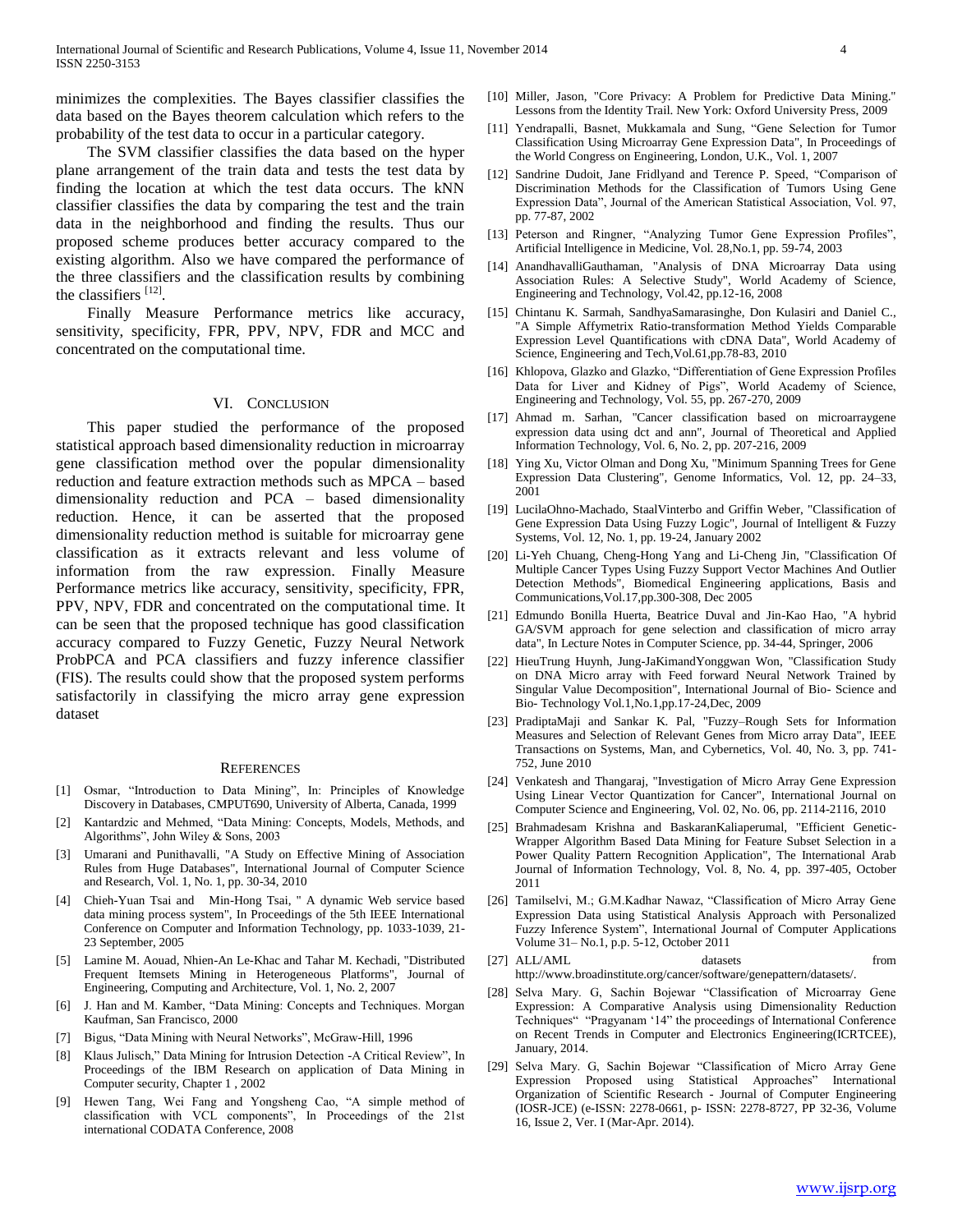minimizes the complexities. The Bayes classifier classifies the data based on the Bayes theorem calculation which refers to the probability of the test data to occur in a particular category.

The SVM classifier classifies the data based on the hyper plane arrangement of the train data and tests the test data by finding the location at which the test data occurs. The kNN classifier classifies the data by comparing the test and the train data in the neighborhood and finding the results. Thus our proposed scheme produces better accuracy compared to the existing algorithm. Also we have compared the performance of the three classifiers and the classification results by combining the classifiers [12].

Finally Measure Performance metrics like accuracy, sensitivity, specificity, FPR, PPV, NPV, FDR and MCC and concentrated on the computational time.

## VI. Conclusion

This paper studied the performance of the proposed statistical approach based dimensionality reduction in microarray gene classification method over the popular dimensionality reduction and feature extraction methods such as MPCA – based dimensionality reduction and PCA – based dimensionality reduction. Hence, it can be asserted that the proposed dimensionality reduction method is suitable for microarray gene classification as it extracts relevant and less volume of information from the raw expression. Finally Measure Performance metrics like accuracy, sensitivity, specificity, FPR, PPV, NPV, FDR and concentrated on the computational time. It can be seen that the proposed technique has good classification accuracy compared to Fuzzy Genetic, Fuzzy Neural Network ProbPCA and PCA classifiers and fuzzy inference classifier (FIS). The results could show that the proposed system performs satisfactorily in classifying the micro array gene expression dataset

## References

- [1] Osmar, "Introduction to Data Mining", In: Principles of Knowledge Discovery in Databases, CMPUT690, University of Alberta, Canada, 1999
- [2] Kantardzic and Mehmed, "Data Mining: Concepts, Models, Methods, and Algorithms", John Wiley & Sons, 2003
- [3] Umarani and Punithavalli, "A Study on Effective Mining of Association Rules from Huge Databases", International Journal of Computer Science and Research, Vol. 1, No. 1, pp. 30-34, 2010
- [4] Chieh-Yuan Tsai and Min-Hong Tsai, " A dynamic Web service based data mining process system", In Proceedings of the 5th IEEE International Conference on Computer and Information Technology, pp. 1033-1039, 21-23 September, 2005
- [5] Lamine M. Aouad, Nhien-An Le-Khac and Tahar M. Kechadi, "Distributed Frequent Itemsets Mining in Heterogeneous Platforms", Journal of Engineering, Computing and Architecture, Vol. 1, No. 2, 2007
- [6] J. Han and M. Kamber, "Data Mining: Concepts and Techniques. Morgan Kaufman, San Francisco, 2000
- [7] Bigus, "Data Mining with Neural Networks", McGraw-Hill, 1996
- [8] Klaus Julisch," Data Mining for Intrusion Detection -A Critical Review", In Proceedings of the IBM Research on application of Data Mining in Computer security, Chapter 1 , 2002
- [9] Hewen Tang, Wei Fang and Yongsheng Cao, "A simple method of classification with VCL components", In Proceedings of the 21st international CODATA Conference, 2008
- [10] Miller, Jason, "Core Privacy: A Problem for Predictive Data Mining." Lessons from the Identity Trail. New York: Oxford University Press, 2009
- [11] Yendrapalli, Basnet, Mukkamala and Sung, "Gene Selection for Tumor Classification Using Microarray Gene Expression Data", In Proceedings of the World Congress on Engineering, London, U.K., Vol. 1, 2007
- [12] Sandrine Dudoit, Jane Fridlyand and Terence P. Speed, "Comparison of Discrimination Methods for the Classification of Tumors Using Gene Expression Data", Journal of the American Statistical Association, Vol. 97, pp. 77-87, 2002
- [13] Peterson and Ringner, "Analyzing Tumor Gene Expression Profiles", Artificial Intelligence in Medicine, Vol. 28,No.1, pp. 59-74, 2003
- [14] AnandhavalliGauthaman, "Analysis of DNA Microarray Data using Association Rules: A Selective Study", World Academy of Science, Engineering and Technology, Vol.42, pp.12-16, 2008
- [15] Chintanu K. Sarmah, SandhyaSamarasinghe, Don Kulasiri and Daniel C., "A Simple Affymetrix Ratio-transformation Method Yields Comparable Expression Level Quantifications with cDNA Data", World Academy of Science, Engineering and Tech,Vol.61,pp.78-83, 2010
- [16] Khlopova, Glazko and Glazko, "Differentiation of Gene Expression Profiles Data for Liver and Kidney of Pigs", World Academy of Science, Engineering and Technology, Vol. 55, pp. 267-270, 2009
- [17] Ahmad m. Sarhan, "Cancer classification based on microarraygene expression data using dct and ann", Journal of Theoretical and Applied Information Technology, Vol. 6, No. 2, pp. 207-216, 2009
- [18] Ying Xu, Victor Olman and Dong Xu, "Minimum Spanning Trees for Gene Expression Data Clustering", Genome Informatics, Vol. 12, pp. 24–33, 2001
- [19] LucilaOhno-Machado, StaalVinterbo and Griffin Weber, "Classification of Gene Expression Data Using Fuzzy Logic", Journal of Intelligent & Fuzzy Systems, Vol. 12, No. 1, pp. 19-24, January 2002
- [20] Li-Yeh Chuang, Cheng-Hong Yang and Li-Cheng Jin, "Classification Of Multiple Cancer Types Using Fuzzy Support Vector Machines And Outlier Detection Methods", Biomedical Engineering applications, Basis and Communications,Vol.17,pp.300-308, Dec 2005
- [21] Edmundo Bonilla Huerta, Beatrice Duval and Jin-Kao Hao, "A hybrid GA/SVM approach for gene selection and classification of micro array data", In Lecture Notes in Computer Science, pp. 34-44, Springer, 2006
- [22] HieuTrung Huynh, Jung-JaKimandYonggwan Won, "Classification Study on DNA Micro array with Feed forward Neural Network Trained by Singular Value Decomposition", International Journal of Bio- Science and Bio- Technology Vol.1,No.1,pp.17-24,Dec, 2009
- [23] PradiptaMaji and Sankar K. Pal, "Fuzzy–Rough Sets for Information Measures and Selection of Relevant Genes from Micro array Data", IEEE Transactions on Systems, Man, and Cybernetics, Vol. 40, No. 3, pp. 741-752, June 2010
- [24] Venkatesh and Thangaraj, "Investigation of Micro Array Gene Expression Using Linear Vector Quantization for Cancer", International Journal on Computer Science and Engineering, Vol. 02, No. 06, pp. 2114-2116, 2010
- [25] Brahmadesam Krishna and BaskaranKaliaperumal, "Efficient Genetic-Wrapper Algorithm Based Data Mining for Feature Subset Selection in a Power Quality Pattern Recognition Application", The International Arab Journal of Information Technology, Vol. 8, No. 4, pp. 397-405, October 2011
- [26] Tamilselvi, M.; G.M.Kadhar Nawaz, "Classification of Micro Array Gene Expression Data using Statistical Analysis Approach with Personalized Fuzzy Inference System", International Journal of Computer Applications Volume 31– No.1, p.p. 5-12, October 2011
- [27] ALL/AML datasets from http://www.broadinstitute.org/cancer/software/genepattern/datasets/.
- [28] Selva Mary. G, Sachin Bojewar "Classification of Microarray Gene Expression: A Comparative Analysis using Dimensionality Reduction Techniques" "Pragyanam '14" the proceedings of International Conference on Recent Trends in Computer and Electronics Engineering(ICRTCEE), January, 2014.
- [29] Selva Mary. G, Sachin Bojewar "Classification of Micro Array Gene Expression Proposed using Statistical Approaches" International Organization of Scientific Research - Journal of Computer Engineering (IOSR-JCE) (e-ISSN: 2278-0661, p- ISSN: 2278-8727, PP 32-36, Volume 16, Issue 2, Ver. I (Mar-Apr. 2014).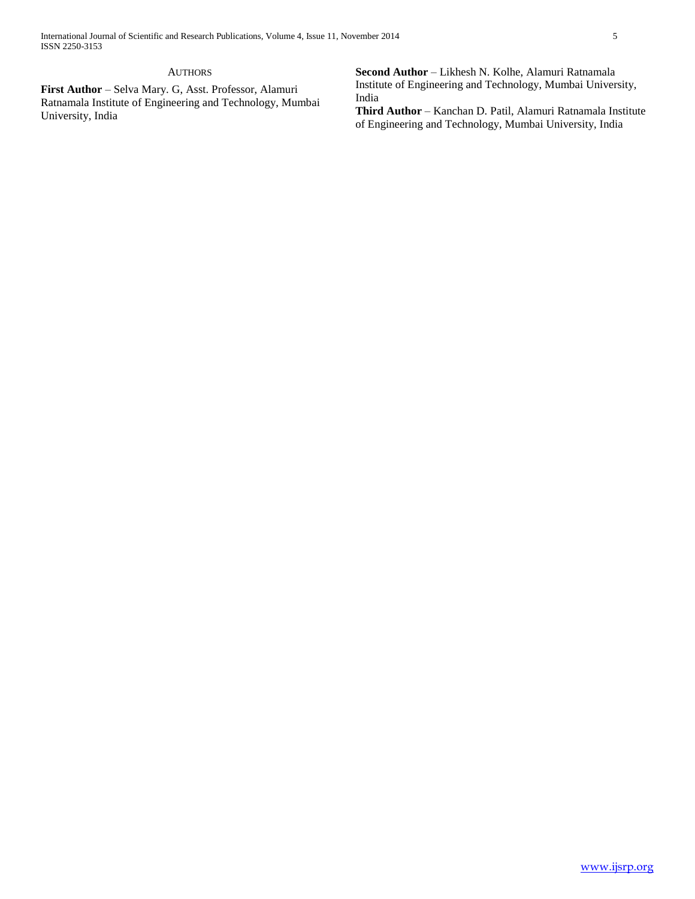## AUTHORS

**First Author** – Selva Mary. G, Asst. Professor, Alamuri Ratnamala Institute of Engineering and Technology, Mumbai University, India

**Second Author** – Likhesh N. Kolhe, Alamuri Ratnamala Institute of Engineering and Technology, Mumbai University, India

**Third Author** – Kanchan D. Patil, Alamuri Ratnamala Institute of Engineering and Technology, Mumbai University, India